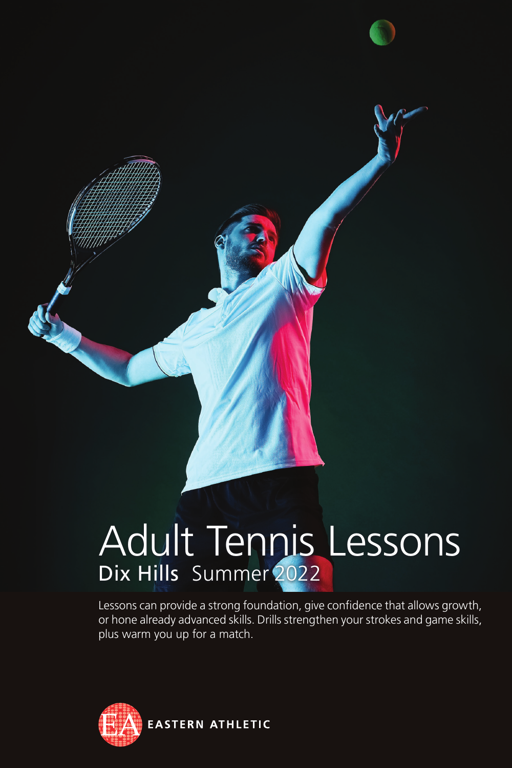# Adult Tennis Lessons

## Dix Hills Summer 2022

Lessons can provide a strong foundation, give confidence that allows growth, or hone already advanced skills. Drills strengthen your strokes and game skills, plus warm you up for a match.

EASTERN ATHLETIC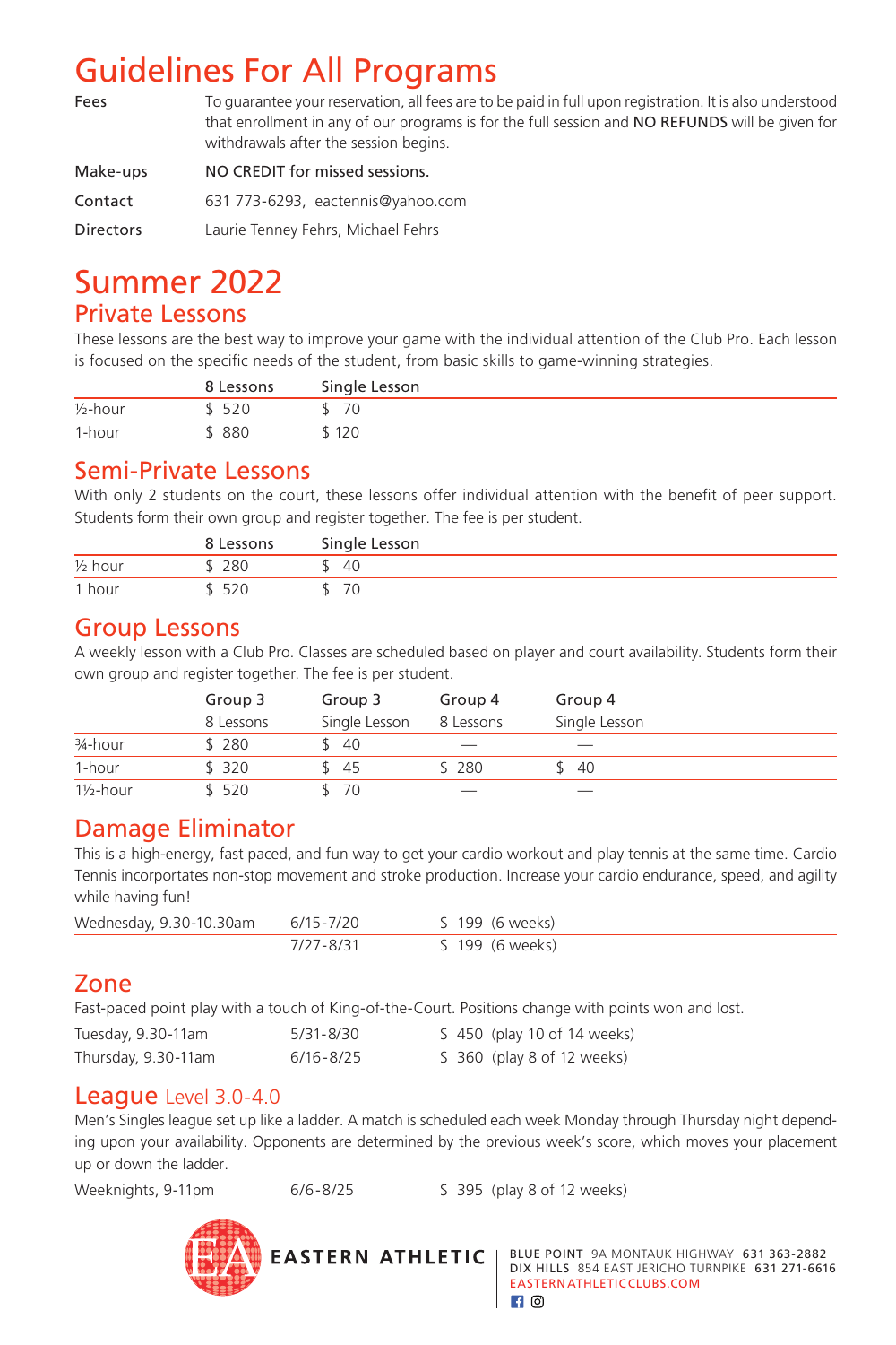# Guidelines For All Programs

| | |
|---|---|
| Fees | To guarantee your reservation, all fees are to be paid in full upon registration. It is also understood that enrollment in any of our programs is for the full session and **NO REFUNDS** will be given for withdrawals after the session begins. |
| Make-ups | NO CREDIT for missed sessions. |
| Contact | 631 773-6293, eactennis@yahoo.com |
| Directors | Laurie Tenney Fehrs, Michael Fehrs |

# Summer 2022

## Private Lessons

These lessons are the best way to improve your game with the individual attention of the Club Pro. Each lesson is focused on the specific needs of the student, from basic skills to game-winning strategies.

| | 8 Lessons | Single Lesson |
|---|---|---|
| ½-hour | $ 520 | $ 70 |
| 1-hour | $ 880 | $ 120 |

## Semi-Private Lessons

With only 2 students on the court, these lessons offer individual attention with the benefit of peer support. Students form their own group and register together. The fee is per student.

| | 8 Lessons | Single Lesson |
|---|---|---|
| ½ hour | $ 280 | $ 40 |
| 1 hour | $ 520 | $ 70 |

## Group Lessons

A weekly lesson with a Club Pro. Classes are scheduled based on player and court availability. Students form their own group and register together. The fee is per student.

| | Group 3 8 Lessons | Group 3 Single Lesson | Group 4 8 Lessons | Group 4 Single Lesson |
|---|---|---|---|---|
| ¾-hour | $ 280 | $ 40 | — | — |
| 1-hour | $ 320 | $ 45 | $ 280 | $ 40 |
| 1½-hour | $ 520 | $ 70 | — | — |

## Damage Eliminator

This is a high-energy, fast paced, and fun way to get your cardio workout and play tennis at the same time. Cardio Tennis incorportates non-stop movement and stroke production. Increase your cardio endurance, speed, and agility while having fun!

| | | |
|---|---|---|
| Wednesday, 9.30-10.30am | 6/15-7/20 | $ 199 (6 weeks) |
| | 7/27-8/31 | $ 199 (6 weeks) |

## Zone

Fast-paced point play with a touch of King-of-the-Court. Positions change with points won and lost.

| | | |
|---|---|---|
| Tuesday, 9.30-11am | 5/31-8/30 | $ 450 (play 10 of 14 weeks) |
| Thursday, 9.30-11am | 6/16-8/25 | $ 360 (play 8 of 12 weeks) |

## League Level 3.0-4.0

Men's Singles league set up like a ladder. A match is scheduled each week Monday through Thursday night depending upon your availability. Opponents are determined by the previous week's score, which moves your placement up or down the ladder.

| | | |
|---|---|---|
| Weeknights, 9-11pm | 6/6-8/25 | $ 395 (play 8 of 12 weeks) |

EASTERN ATHLETIC

BLUE POINT 9A MONTAUK HIGHWAY 631 363-2882
DIX HILLS 854 EAST JERICHO TURNPIKE 631 271-6616
EASTERNATHLETICCLUBS.COM